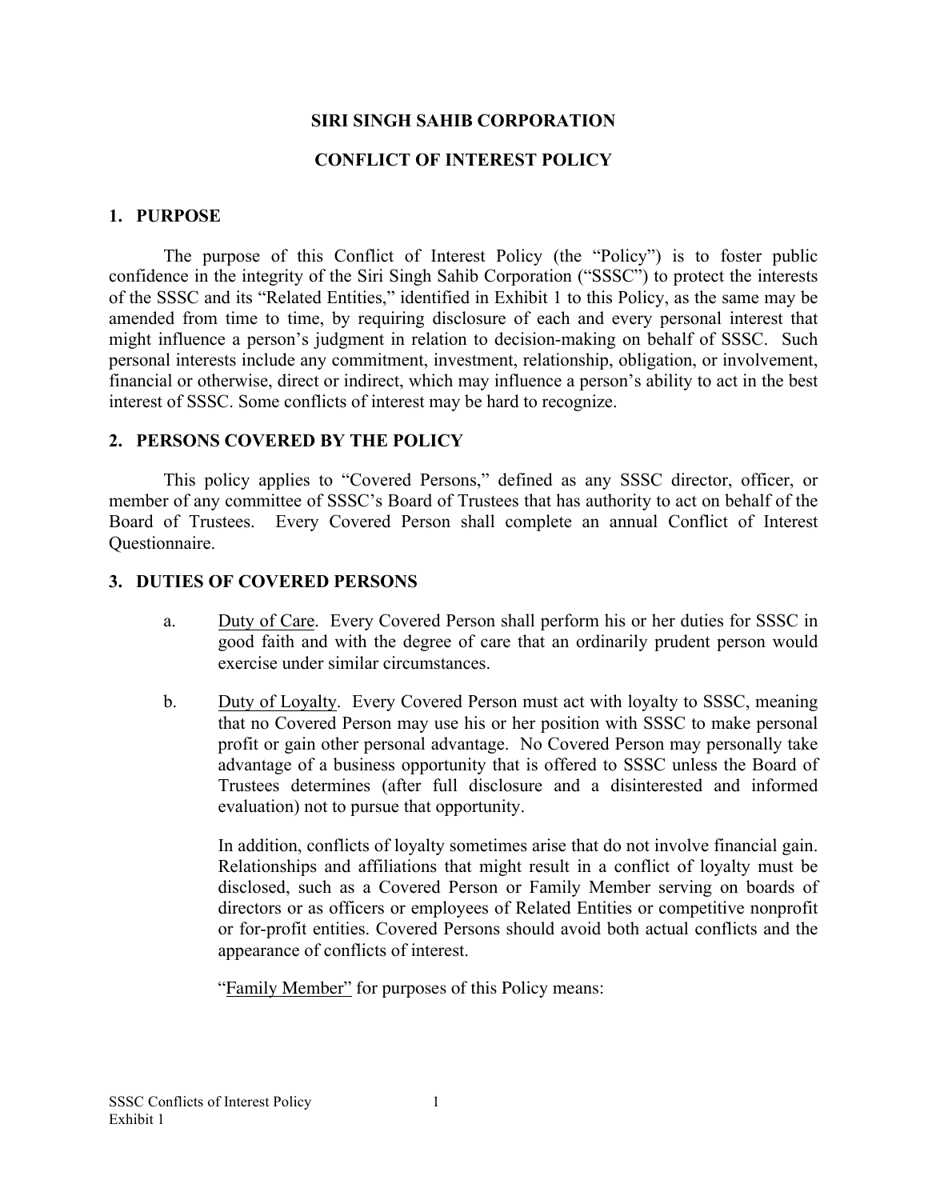# SIRI SINGH SAHIB CORPORATION

## CONFLICT OF INTEREST POLICY

### 1. PURPOSE

The purpose of this Conflict of Interest Policy (the "Policy") is to foster public confidence in the integrity of the Siri Singh Sahib Corporation ("SSSC") to protect the interests of the SSSC and its "Related Entities," identified in Exhibit 1 to this Policy, as the same may be amended from time to time, by requiring disclosure of each and every personal interest that might influence a person's judgment in relation to decision-making on behalf of SSSC. Such personal interests include any commitment, investment, relationship, obligation, or involvement, financial or otherwise, direct or indirect, which may influence a person's ability to act in the best interest of SSSC. Some conflicts of interest may be hard to recognize.

### 2. PERSONS COVERED BY THE POLICY

This policy applies to "Covered Persons," defined as any SSSC director, officer, or member of any committee of SSSC's Board of Trustees that has authority to act on behalf of the Board of Trustees. Every Covered Person shall complete an annual Conflict of Interest Questionnaire.

### 3. DUTIES OF COVERED PERSONS

a. Duty of Care. Every Covered Person shall perform his or her duties for SSSC in good faith and with the degree of care that an ordinarily prudent person would exercise under similar circumstances.

b. Duty of Loyalty. Every Covered Person must act with loyalty to SSSC, meaning that no Covered Person may use his or her position with SSSC to make personal profit or gain other personal advantage. No Covered Person may personally take advantage of a business opportunity that is offered to SSSC unless the Board of Trustees determines (after full disclosure and a disinterested and informed evaluation) not to pursue that opportunity.

   In addition, conflicts of loyalty sometimes arise that do not involve financial gain. Relationships and affiliations that might result in a conflict of loyalty must be disclosed, such as a Covered Person or Family Member serving on boards of directors or as officers or employees of Related Entities or competitive nonprofit or for-profit entities. Covered Persons should avoid both actual conflicts and the appearance of conflicts of interest.

   "Family Member" for purposes of this Policy means: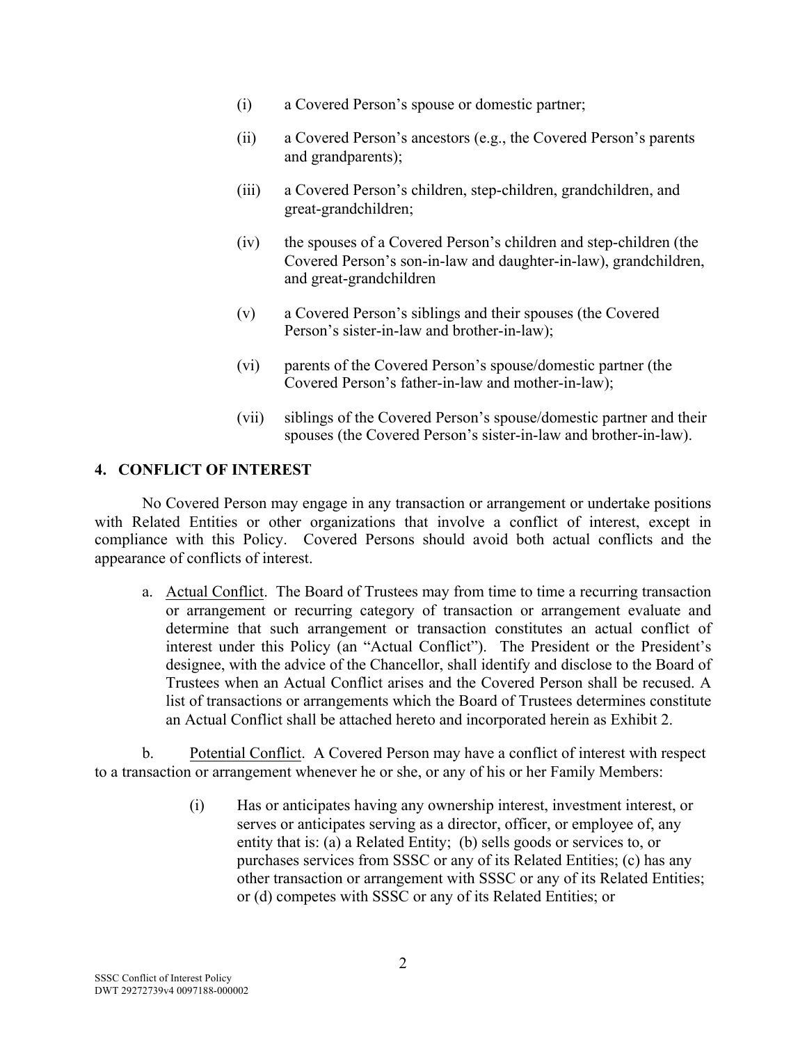(i) a Covered Person's spouse or domestic partner;

(ii) a Covered Person's ancestors (e.g., the Covered Person's parents and grandparents);

(iii) a Covered Person's children, step-children, grandchildren, and great-grandchildren;

(iv) the spouses of a Covered Person's children and step-children (the Covered Person's son-in-law and daughter-in-law), grandchildren, and great-grandchildren

(v) a Covered Person's siblings and their spouses (the Covered Person's sister-in-law and brother-in-law);

(vi) parents of the Covered Person's spouse/domestic partner (the Covered Person's father-in-law and mother-in-law);

(vii) siblings of the Covered Person's spouse/domestic partner and their spouses (the Covered Person's sister-in-law and brother-in-law).

## 4. CONFLICT OF INTEREST

No Covered Person may engage in any transaction or arrangement or undertake positions with Related Entities or other organizations that involve a conflict of interest, except in compliance with this Policy. Covered Persons should avoid both actual conflicts and the appearance of conflicts of interest.

a. Actual Conflict. The Board of Trustees may from time to time a recurring transaction or arrangement or recurring category of transaction or arrangement evaluate and determine that such arrangement or transaction constitutes an actual conflict of interest under this Policy (an "Actual Conflict"). The President or the President's designee, with the advice of the Chancellor, shall identify and disclose to the Board of Trustees when an Actual Conflict arises and the Covered Person shall be recused. A list of transactions or arrangements which the Board of Trustees determines constitute an Actual Conflict shall be attached hereto and incorporated herein as Exhibit 2.

b. Potential Conflict. A Covered Person may have a conflict of interest with respect to a transaction or arrangement whenever he or she, or any of his or her Family Members:

(i) Has or anticipates having any ownership interest, investment interest, or serves or anticipates serving as a director, officer, or employee of, any entity that is: (a) a Related Entity; (b) sells goods or services to, or purchases services from SSSC or any of its Related Entities; (c) has any other transaction or arrangement with SSSC or any of its Related Entities; or (d) competes with SSSC or any of its Related Entities; or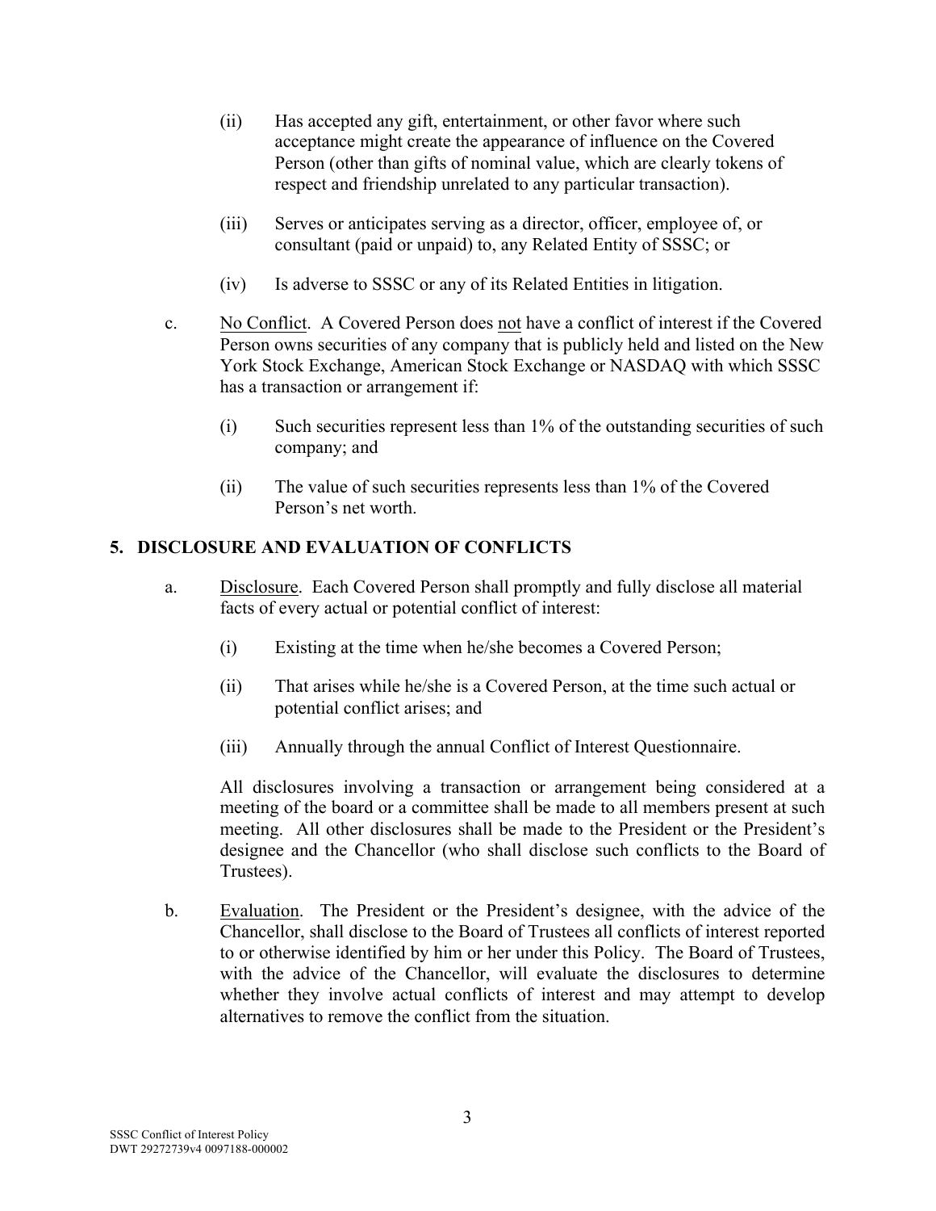(ii) Has accepted any gift, entertainment, or other favor where such acceptance might create the appearance of influence on the Covered Person (other than gifts of nominal value, which are clearly tokens of respect and friendship unrelated to any particular transaction).

(iii) Serves or anticipates serving as a director, officer, employee of, or consultant (paid or unpaid) to, any Related Entity of SSSC; or

(iv) Is adverse to SSSC or any of its Related Entities in litigation.

c. No Conflict. A Covered Person does not have a conflict of interest if the Covered Person owns securities of any company that is publicly held and listed on the New York Stock Exchange, American Stock Exchange or NASDAQ with which SSSC has a transaction or arrangement if:

(i) Such securities represent less than 1% of the outstanding securities of such company; and

(ii) The value of such securities represents less than 1% of the Covered Person's net worth.

## 5. DISCLOSURE AND EVALUATION OF CONFLICTS

a. Disclosure. Each Covered Person shall promptly and fully disclose all material facts of every actual or potential conflict of interest:

(i) Existing at the time when he/she becomes a Covered Person;

(ii) That arises while he/she is a Covered Person, at the time such actual or potential conflict arises; and

(iii) Annually through the annual Conflict of Interest Questionnaire.

All disclosures involving a transaction or arrangement being considered at a meeting of the board or a committee shall be made to all members present at such meeting. All other disclosures shall be made to the President or the President's designee and the Chancellor (who shall disclose such conflicts to the Board of Trustees).

b. Evaluation. The President or the President's designee, with the advice of the Chancellor, shall disclose to the Board of Trustees all conflicts of interest reported to or otherwise identified by him or her under this Policy. The Board of Trustees, with the advice of the Chancellor, will evaluate the disclosures to determine whether they involve actual conflicts of interest and may attempt to develop alternatives to remove the conflict from the situation.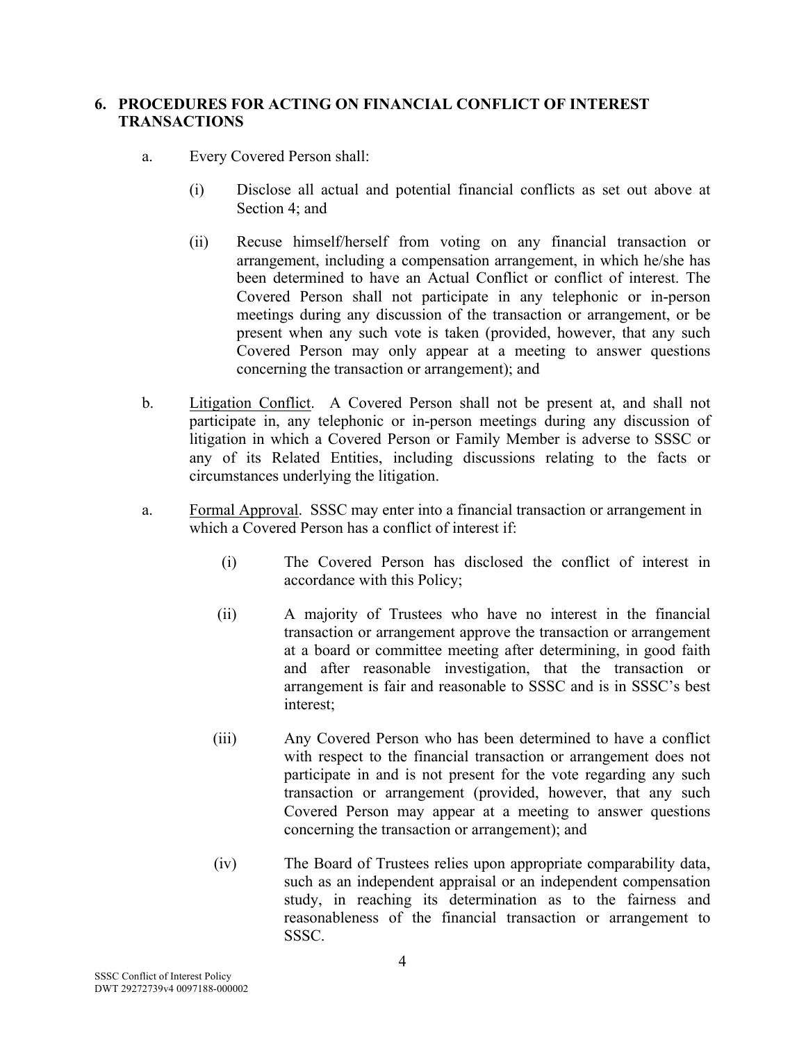## 6. PROCEDURES FOR ACTING ON FINANCIAL CONFLICT OF INTEREST TRANSACTIONS

a. Every Covered Person shall:

(i) Disclose all actual and potential financial conflicts as set out above at Section 4; and

(ii) Recuse himself/herself from voting on any financial transaction or arrangement, including a compensation arrangement, in which he/she has been determined to have an Actual Conflict or conflict of interest. The Covered Person shall not participate in any telephonic or in-person meetings during any discussion of the transaction or arrangement, or be present when any such vote is taken (provided, however, that any such Covered Person may only appear at a meeting to answer questions concerning the transaction or arrangement); and

b. Litigation Conflict. A Covered Person shall not be present at, and shall not participate in, any telephonic or in-person meetings during any discussion of litigation in which a Covered Person or Family Member is adverse to SSSC or any of its Related Entities, including discussions relating to the facts or circumstances underlying the litigation.

a. Formal Approval. SSSC may enter into a financial transaction or arrangement in which a Covered Person has a conflict of interest if:

(i) The Covered Person has disclosed the conflict of interest in accordance with this Policy;

(ii) A majority of Trustees who have no interest in the financial transaction or arrangement approve the transaction or arrangement at a board or committee meeting after determining, in good faith and after reasonable investigation, that the transaction or arrangement is fair and reasonable to SSSC and is in SSSC's best interest;

(iii) Any Covered Person who has been determined to have a conflict with respect to the financial transaction or arrangement does not participate in and is not present for the vote regarding any such transaction or arrangement (provided, however, that any such Covered Person may appear at a meeting to answer questions concerning the transaction or arrangement); and

(iv) The Board of Trustees relies upon appropriate comparability data, such as an independent appraisal or an independent compensation study, in reaching its determination as to the fairness and reasonableness of the financial transaction or arrangement to SSSC.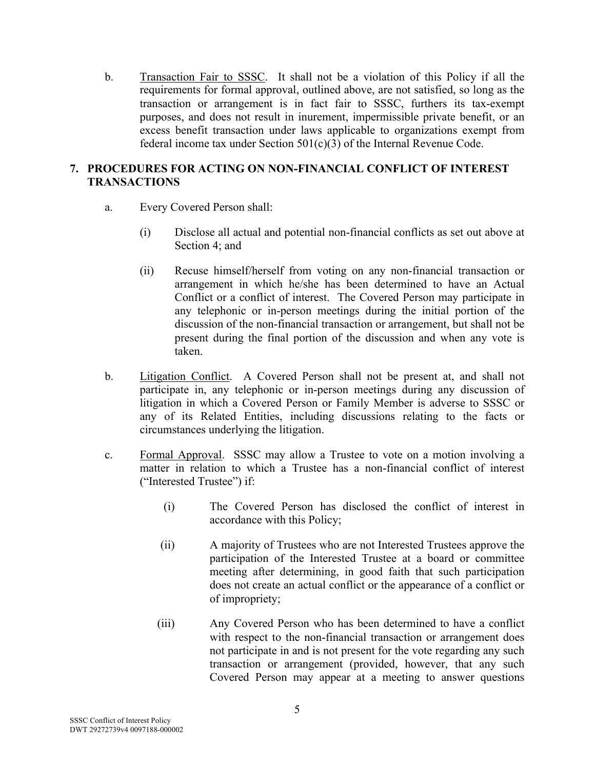b. Transaction Fair to SSSC. It shall not be a violation of this Policy if all the requirements for formal approval, outlined above, are not satisfied, so long as the transaction or arrangement is in fact fair to SSSC, furthers its tax-exempt purposes, and does not result in inurement, impermissible private benefit, or an excess benefit transaction under laws applicable to organizations exempt from federal income tax under Section 501(c)(3) of the Internal Revenue Code.

## 7. PROCEDURES FOR ACTING ON NON-FINANCIAL CONFLICT OF INTEREST TRANSACTIONS

a. Every Covered Person shall:

(i) Disclose all actual and potential non-financial conflicts as set out above at Section 4; and

(ii) Recuse himself/herself from voting on any non-financial transaction or arrangement in which he/she has been determined to have an Actual Conflict or a conflict of interest. The Covered Person may participate in any telephonic or in-person meetings during the initial portion of the discussion of the non-financial transaction or arrangement, but shall not be present during the final portion of the discussion and when any vote is taken.

b. Litigation Conflict. A Covered Person shall not be present at, and shall not participate in, any telephonic or in-person meetings during any discussion of litigation in which a Covered Person or Family Member is adverse to SSSC or any of its Related Entities, including discussions relating to the facts or circumstances underlying the litigation.

c. Formal Approval. SSSC may allow a Trustee to vote on a motion involving a matter in relation to which a Trustee has a non-financial conflict of interest ("Interested Trustee") if:

(i) The Covered Person has disclosed the conflict of interest in accordance with this Policy;

(ii) A majority of Trustees who are not Interested Trustees approve the participation of the Interested Trustee at a board or committee meeting after determining, in good faith that such participation does not create an actual conflict or the appearance of a conflict or of impropriety;

(iii) Any Covered Person who has been determined to have a conflict with respect to the non-financial transaction or arrangement does not participate in and is not present for the vote regarding any such transaction or arrangement (provided, however, that any such Covered Person may appear at a meeting to answer questions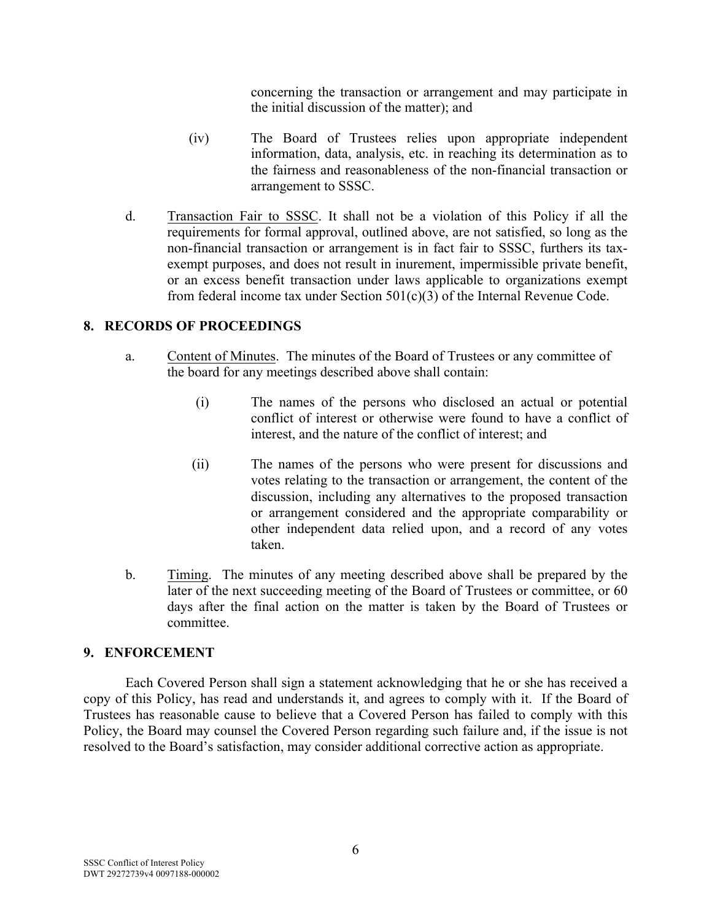concerning the transaction or arrangement and may participate in the initial discussion of the matter); and

(iv) The Board of Trustees relies upon appropriate independent information, data, analysis, etc. in reaching its determination as to the fairness and reasonableness of the non-financial transaction or arrangement to SSSC.

d. Transaction Fair to SSSC. It shall not be a violation of this Policy if all the requirements for formal approval, outlined above, are not satisfied, so long as the non-financial transaction or arrangement is in fact fair to SSSC, furthers its tax-exempt purposes, and does not result in inurement, impermissible private benefit, or an excess benefit transaction under laws applicable to organizations exempt from federal income tax under Section 501(c)(3) of the Internal Revenue Code.

## 8. RECORDS OF PROCEEDINGS

a. Content of Minutes. The minutes of the Board of Trustees or any committee of the board for any meetings described above shall contain:

(i) The names of the persons who disclosed an actual or potential conflict of interest or otherwise were found to have a conflict of interest, and the nature of the conflict of interest; and

(ii) The names of the persons who were present for discussions and votes relating to the transaction or arrangement, the content of the discussion, including any alternatives to the proposed transaction or arrangement considered and the appropriate comparability or other independent data relied upon, and a record of any votes taken.

b. Timing. The minutes of any meeting described above shall be prepared by the later of the next succeeding meeting of the Board of Trustees or committee, or 60 days after the final action on the matter is taken by the Board of Trustees or committee.

## 9. ENFORCEMENT

Each Covered Person shall sign a statement acknowledging that he or she has received a copy of this Policy, has read and understands it, and agrees to comply with it. If the Board of Trustees has reasonable cause to believe that a Covered Person has failed to comply with this Policy, the Board may counsel the Covered Person regarding such failure and, if the issue is not resolved to the Board's satisfaction, may consider additional corrective action as appropriate.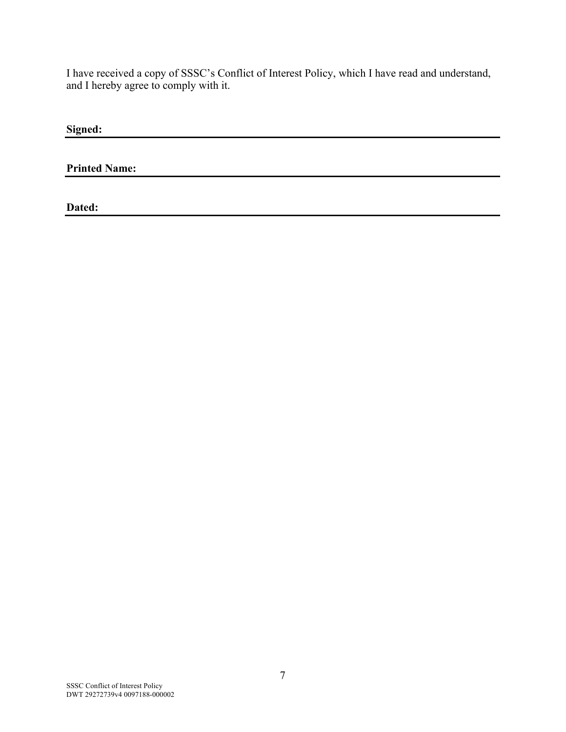I have received a copy of SSSC's Conflict of Interest Policy, which I have read and understand, and I hereby agree to comply with it.

**Signed:** ______________________________________________

**Printed Name:** ______________________________________________

**Dated:** ______________________________________________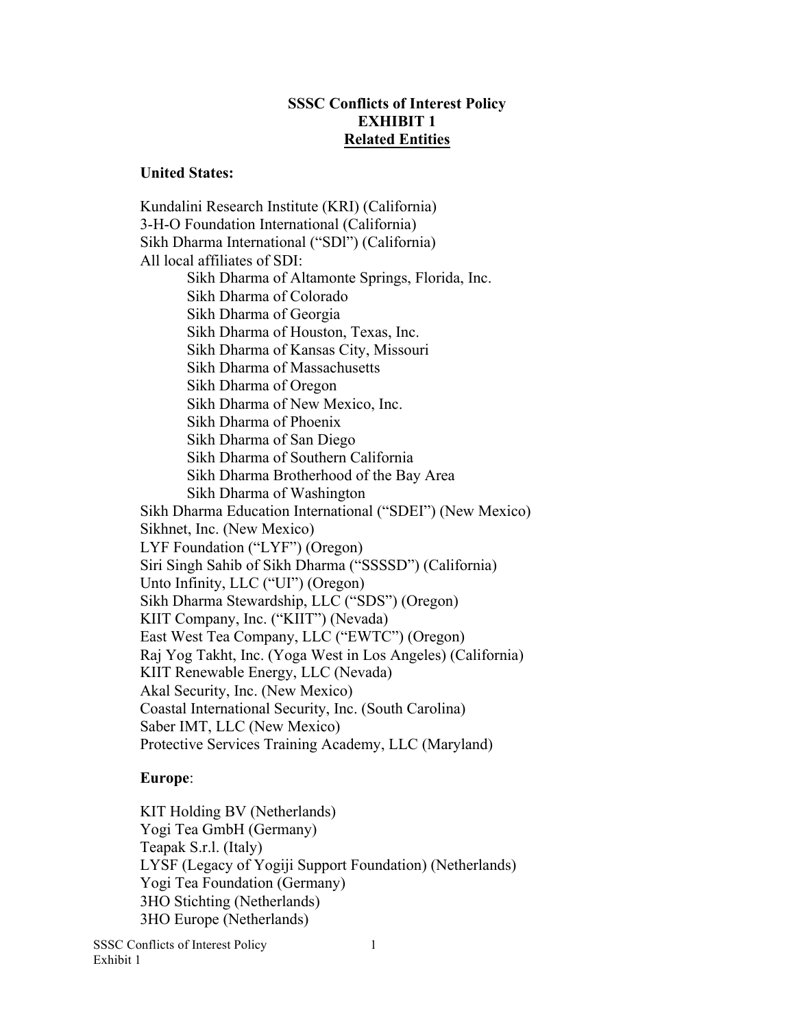**SSSC Conflicts of Interest Policy**
**EXHIBIT 1**
**Related Entities**

**United States:**

Kundalini Research Institute (KRI) (California)
3-H-O Foundation International (California)
Sikh Dharma International ("SDl") (California)
All local affiliates of SDI:

- Sikh Dharma of Altamonte Springs, Florida, Inc.
- Sikh Dharma of Colorado
- Sikh Dharma of Georgia
- Sikh Dharma of Houston, Texas, Inc.
- Sikh Dharma of Kansas City, Missouri
- Sikh Dharma of Massachusetts
- Sikh Dharma of Oregon
- Sikh Dharma of New Mexico, Inc.
- Sikh Dharma of Phoenix
- Sikh Dharma of San Diego
- Sikh Dharma of Southern California
- Sikh Dharma Brotherhood of the Bay Area
- Sikh Dharma of Washington

Sikh Dharma Education International ("SDEI") (New Mexico)
Sikhnet, Inc. (New Mexico)
LYF Foundation ("LYF") (Oregon)
Siri Singh Sahib of Sikh Dharma ("SSSSD") (California)
Unto Infinity, LLC ("UI") (Oregon)
Sikh Dharma Stewardship, LLC ("SDS") (Oregon)
KIIT Company, Inc. ("KIIT") (Nevada)
East West Tea Company, LLC ("EWTC") (Oregon)
Raj Yog Takht, Inc. (Yoga West in Los Angeles) (California)
KIIT Renewable Energy, LLC (Nevada)
Akal Security, Inc. (New Mexico)
Coastal International Security, Inc. (South Carolina)
Saber IMT, LLC (New Mexico)
Protective Services Training Academy, LLC (Maryland)

**Europe**:

KIT Holding BV (Netherlands)
Yogi Tea GmbH (Germany)
Teapak S.r.l. (Italy)
LYSF (Legacy of Yogiji Support Foundation) (Netherlands)
Yogi Tea Foundation (Germany)
3HO Stichting (Netherlands)
3HO Europe (Netherlands)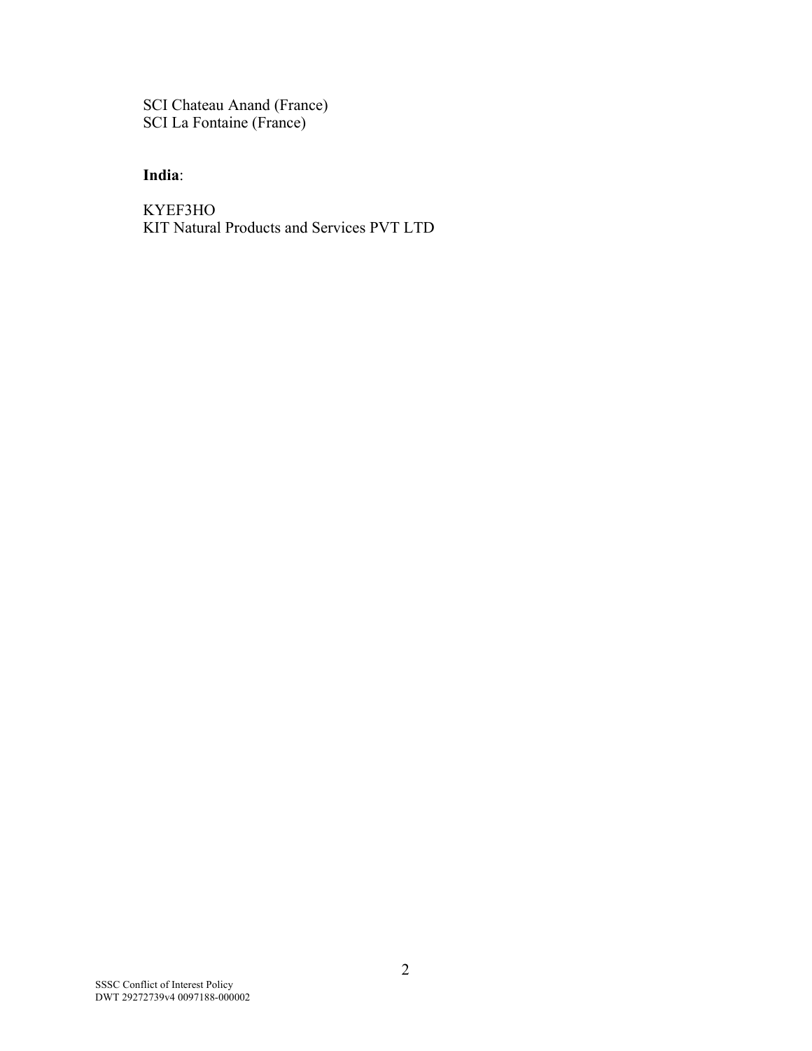SCI Chateau Anand (France)
SCI La Fontaine (France)

**India**:

KYEF3HO
KIT Natural Products and Services PVT LTD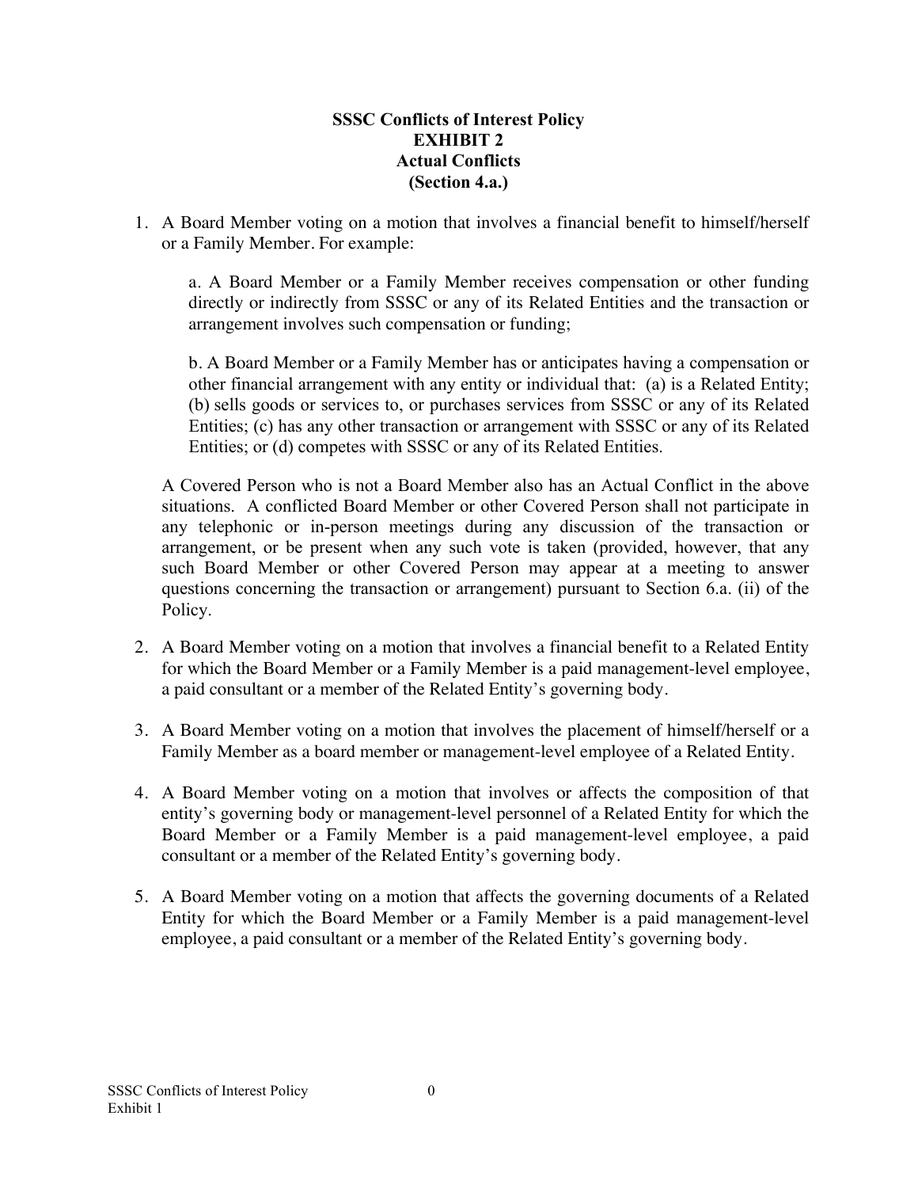**SSSC Conflicts of Interest Policy**
**EXHIBIT 2**
**Actual Conflicts**
**(Section 4.a.)**

1. A Board Member voting on a motion that involves a financial benefit to himself/herself or a Family Member. For example:

   a. A Board Member or a Family Member receives compensation or other funding directly or indirectly from SSSC or any of its Related Entities and the transaction or arrangement involves such compensation or funding;

   b. A Board Member or a Family Member has or anticipates having a compensation or other financial arrangement with any entity or individual that: (a) is a Related Entity; (b) sells goods or services to, or purchases services from SSSC or any of its Related Entities; (c) has any other transaction or arrangement with SSSC or any of its Related Entities; or (d) competes with SSSC or any of its Related Entities.

   A Covered Person who is not a Board Member also has an Actual Conflict in the above situations. A conflicted Board Member or other Covered Person shall not participate in any telephonic or in-person meetings during any discussion of the transaction or arrangement, or be present when any such vote is taken (provided, however, that any such Board Member or other Covered Person may appear at a meeting to answer questions concerning the transaction or arrangement) pursuant to Section 6.a. (ii) of the Policy.

2. A Board Member voting on a motion that involves a financial benefit to a Related Entity for which the Board Member or a Family Member is a paid management-level employee, a paid consultant or a member of the Related Entity's governing body.

3. A Board Member voting on a motion that involves the placement of himself/herself or a Family Member as a board member or management-level employee of a Related Entity.

4. A Board Member voting on a motion that involves or affects the composition of that entity's governing body or management-level personnel of a Related Entity for which the Board Member or a Family Member is a paid management-level employee, a paid consultant or a member of the Related Entity's governing body.

5. A Board Member voting on a motion that affects the governing documents of a Related Entity for which the Board Member or a Family Member is a paid management-level employee, a paid consultant or a member of the Related Entity's governing body.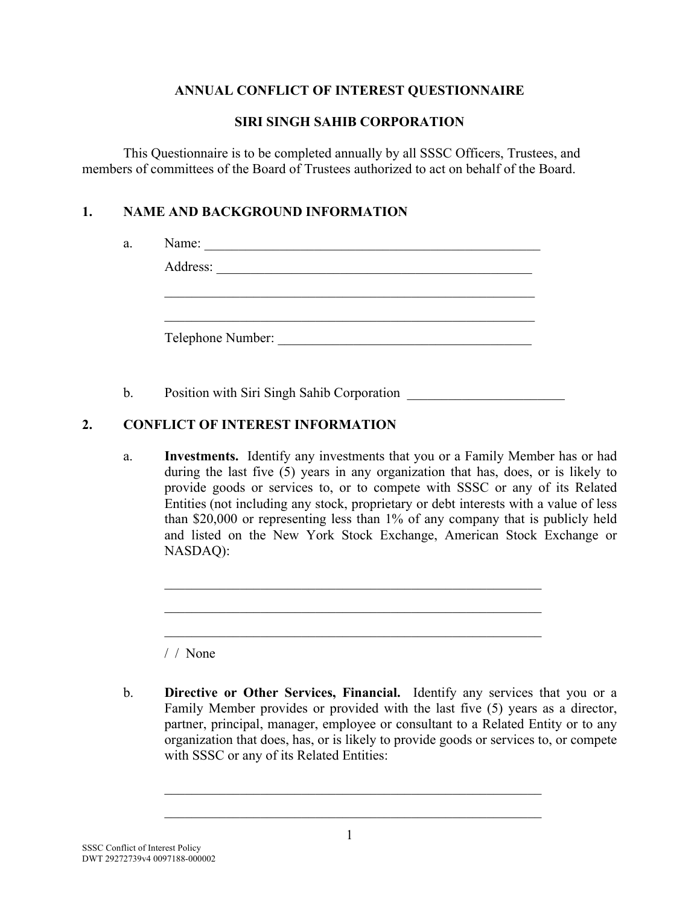**ANNUAL CONFLICT OF INTEREST QUESTIONNAIRE**

**SIRI SINGH SAHIB CORPORATION**

This Questionnaire is to be completed annually by all SSSC Officers, Trustees, and members of committees of the Board of Trustees authorized to act on behalf of the Board.

## 1. NAME AND BACKGROUND INFORMATION

a. Name: ____________________________________________________

Address: ________________________________________________

________________________________________________________

________________________________________________________

Telephone Number: _____________________________________

b. Position with Siri Singh Sahib Corporation _______________________

## 2. CONFLICT OF INTEREST INFORMATION

a. **Investments.** Identify any investments that you or a Family Member has or had during the last five (5) years in any organization that has, does, or is likely to provide goods or services to, or to compete with SSSC or any of its Related Entities (not including any stock, proprietary or debt interests with a value of less than $20,000 or representing less than 1% of any company that is publicly held and listed on the New York Stock Exchange, American Stock Exchange or NASDAQ):

________________________________________________________

________________________________________________________

________________________________________________________

/ / None

b. **Directive or Other Services, Financial.** Identify any services that you or a Family Member provides or provided with the last five (5) years as a director, partner, principal, manager, employee or consultant to a Related Entity or to any organization that does, has, or is likely to provide goods or services to, or compete with SSSC or any of its Related Entities:

________________________________________________________

________________________________________________________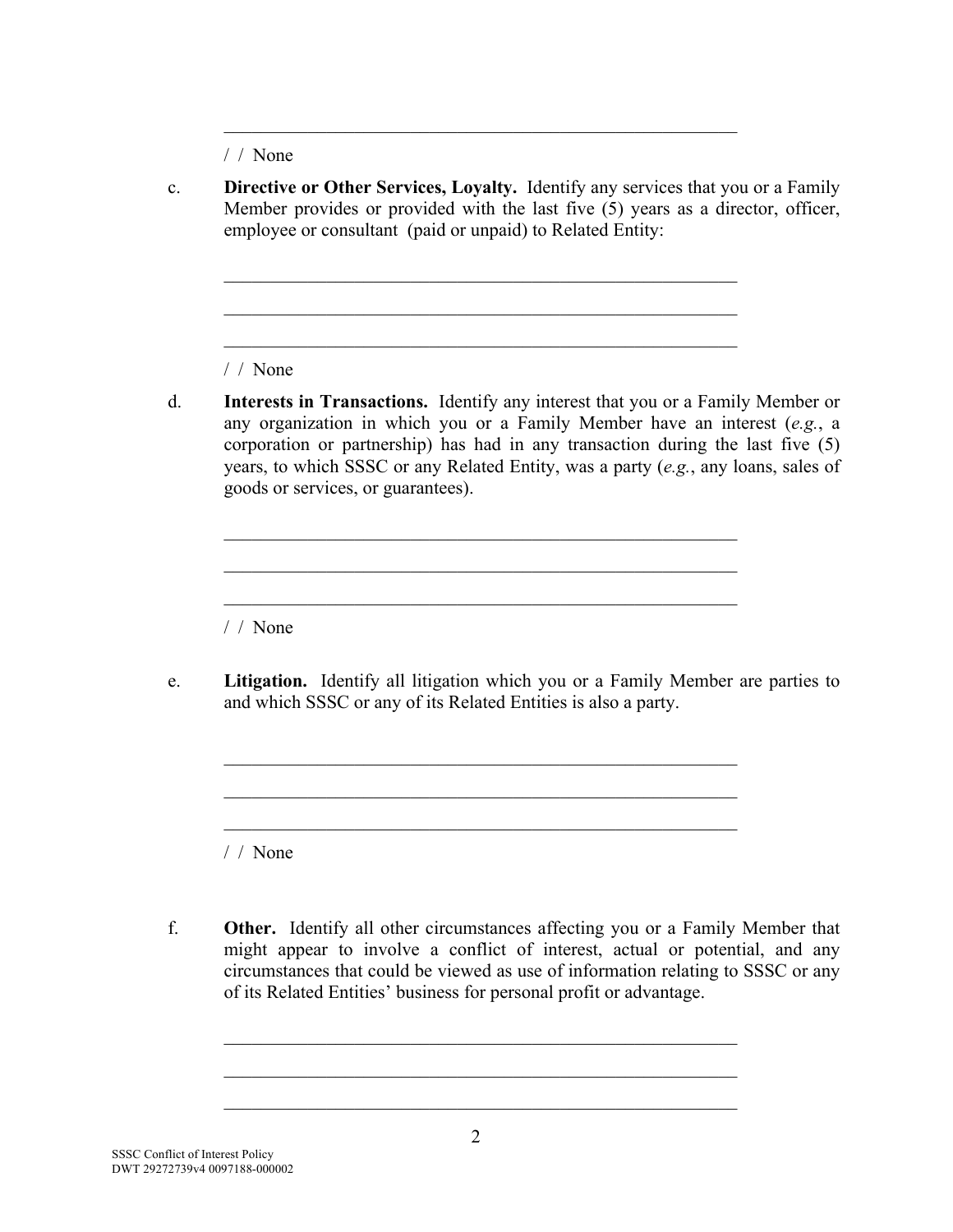\_\_\_\_\_\_\_\_\_\_\_\_\_\_\_\_\_\_\_\_\_\_\_\_\_\_\_\_\_\_\_\_\_\_\_\_\_\_\_\_\_\_\_\_\_\_\_\_\_\_\_\_\_\_\_\_

/ / None

c. **Directive or Other Services, Loyalty.** Identify any services that you or a Family Member provides or provided with the last five (5) years as a director, officer, employee or consultant (paid or unpaid) to Related Entity:

\_\_\_\_\_\_\_\_\_\_\_\_\_\_\_\_\_\_\_\_\_\_\_\_\_\_\_\_\_\_\_\_\_\_\_\_\_\_\_\_\_\_\_\_\_\_\_\_\_\_\_\_\_\_\_\_

\_\_\_\_\_\_\_\_\_\_\_\_\_\_\_\_\_\_\_\_\_\_\_\_\_\_\_\_\_\_\_\_\_\_\_\_\_\_\_\_\_\_\_\_\_\_\_\_\_\_\_\_\_\_\_\_

\_\_\_\_\_\_\_\_\_\_\_\_\_\_\_\_\_\_\_\_\_\_\_\_\_\_\_\_\_\_\_\_\_\_\_\_\_\_\_\_\_\_\_\_\_\_\_\_\_\_\_\_\_\_\_\_

/ / None

d. **Interests in Transactions.** Identify any interest that you or a Family Member or any organization in which you or a Family Member have an interest (*e.g.*, a corporation or partnership) has had in any transaction during the last five (5) years, to which SSSC or any Related Entity, was a party (*e.g.*, any loans, sales of goods or services, or guarantees).

\_\_\_\_\_\_\_\_\_\_\_\_\_\_\_\_\_\_\_\_\_\_\_\_\_\_\_\_\_\_\_\_\_\_\_\_\_\_\_\_\_\_\_\_\_\_\_\_\_\_\_\_\_\_\_\_

\_\_\_\_\_\_\_\_\_\_\_\_\_\_\_\_\_\_\_\_\_\_\_\_\_\_\_\_\_\_\_\_\_\_\_\_\_\_\_\_\_\_\_\_\_\_\_\_\_\_\_\_\_\_\_\_

\_\_\_\_\_\_\_\_\_\_\_\_\_\_\_\_\_\_\_\_\_\_\_\_\_\_\_\_\_\_\_\_\_\_\_\_\_\_\_\_\_\_\_\_\_\_\_\_\_\_\_\_\_\_\_\_

/ / None

e. **Litigation.** Identify all litigation which you or a Family Member are parties to and which SSSC or any of its Related Entities is also a party.

\_\_\_\_\_\_\_\_\_\_\_\_\_\_\_\_\_\_\_\_\_\_\_\_\_\_\_\_\_\_\_\_\_\_\_\_\_\_\_\_\_\_\_\_\_\_\_\_\_\_\_\_\_\_\_\_

\_\_\_\_\_\_\_\_\_\_\_\_\_\_\_\_\_\_\_\_\_\_\_\_\_\_\_\_\_\_\_\_\_\_\_\_\_\_\_\_\_\_\_\_\_\_\_\_\_\_\_\_\_\_\_\_

\_\_\_\_\_\_\_\_\_\_\_\_\_\_\_\_\_\_\_\_\_\_\_\_\_\_\_\_\_\_\_\_\_\_\_\_\_\_\_\_\_\_\_\_\_\_\_\_\_\_\_\_\_\_\_\_

/ / None

f. **Other.** Identify all other circumstances affecting you or a Family Member that might appear to involve a conflict of interest, actual or potential, and any circumstances that could be viewed as use of information relating to SSSC or any of its Related Entities' business for personal profit or advantage.

\_\_\_\_\_\_\_\_\_\_\_\_\_\_\_\_\_\_\_\_\_\_\_\_\_\_\_\_\_\_\_\_\_\_\_\_\_\_\_\_\_\_\_\_\_\_\_\_\_\_\_\_\_\_\_\_

\_\_\_\_\_\_\_\_\_\_\_\_\_\_\_\_\_\_\_\_\_\_\_\_\_\_\_\_\_\_\_\_\_\_\_\_\_\_\_\_\_\_\_\_\_\_\_\_\_\_\_\_\_\_\_\_

\_\_\_\_\_\_\_\_\_\_\_\_\_\_\_\_\_\_\_\_\_\_\_\_\_\_\_\_\_\_\_\_\_\_\_\_\_\_\_\_\_\_\_\_\_\_\_\_\_\_\_\_\_\_\_\_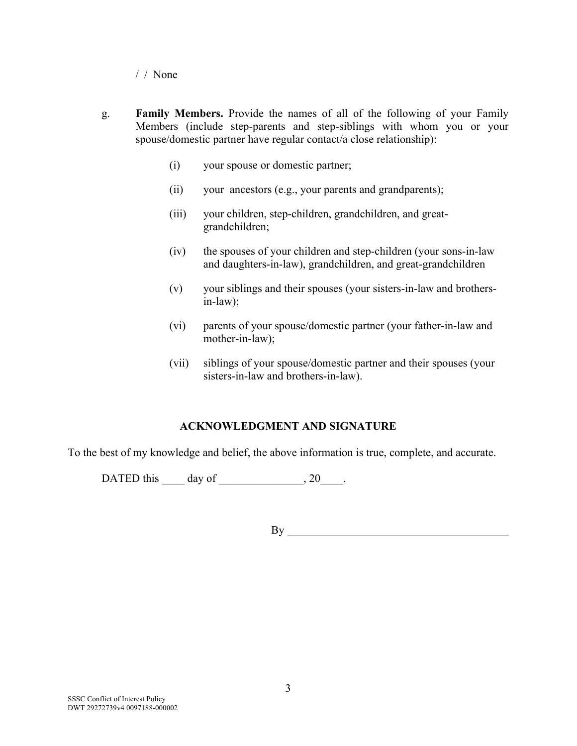/ / None

g. **Family Members.** Provide the names of all of the following of your Family Members (include step-parents and step-siblings with whom you or your spouse/domestic partner have regular contact/a close relationship):

(i) your spouse or domestic partner;

(ii) your ancestors (e.g., your parents and grandparents);

(iii) your children, step-children, grandchildren, and great-grandchildren;

(iv) the spouses of your children and step-children (your sons-in-law and daughters-in-law), grandchildren, and great-grandchildren

(v) your siblings and their spouses (your sisters-in-law and brothers-in-law);

(vi) parents of your spouse/domestic partner (your father-in-law and mother-in-law);

(vii) siblings of your spouse/domestic partner and their spouses (your sisters-in-law and brothers-in-law).

### ACKNOWLEDGMENT AND SIGNATURE

To the best of my knowledge and belief, the above information is true, complete, and accurate.

DATED this ____ day of _______________, 20____.

By ________________________________________

SSSC Conflict of Interest Policy
DWT 29272739v4 0097188-000002